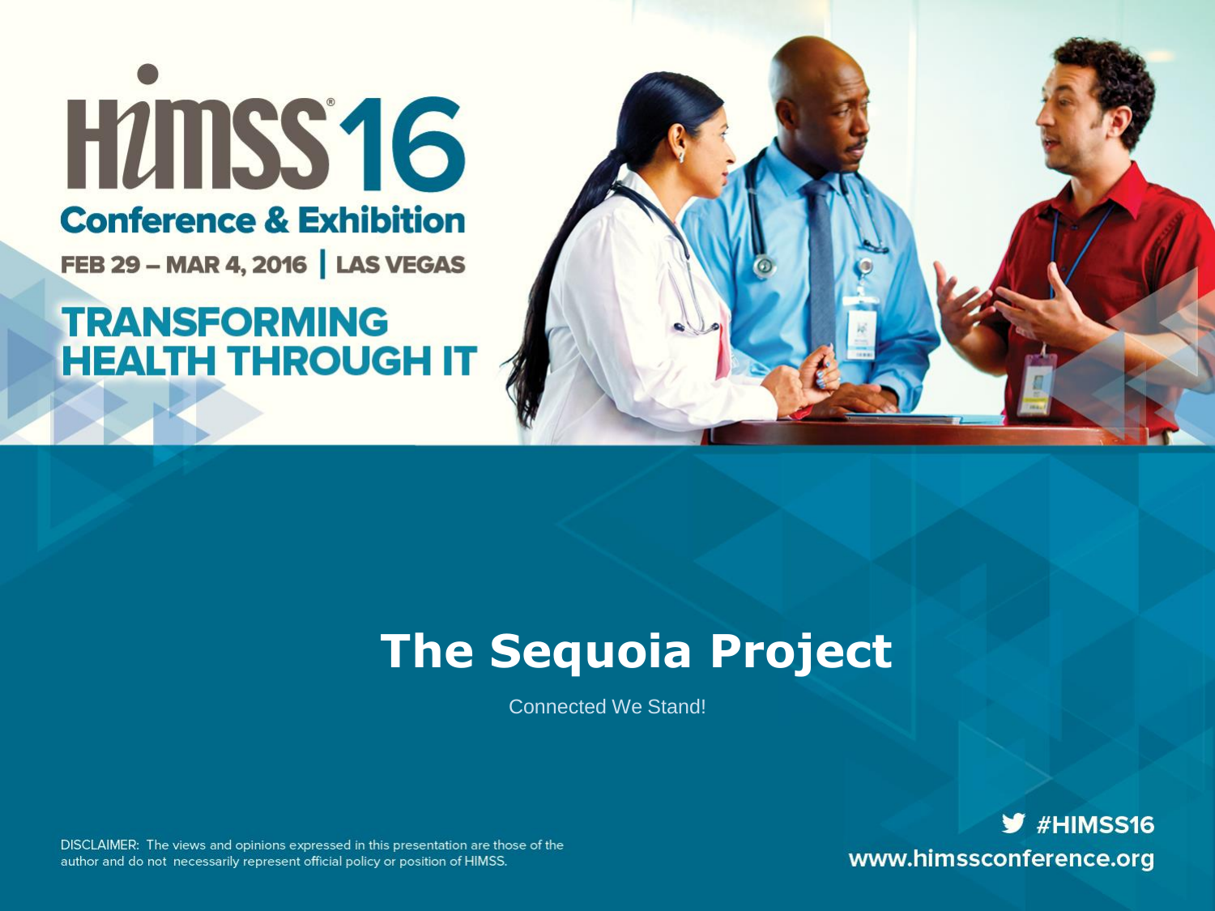HIMSS 16

Conference & Exhibition

FEB 29 – MAR 4, 2016 | LAS VEGAS

TRANSFORMING HEALTH THROUGH IT

# The Sequoia Project

Connected We Stand!

DISCLAIMER: The views and opinions expressed in this presentation are those of the author and do not necessarily represent official policy or position of HIMSS.

#HIMSS16

www.himssconference.org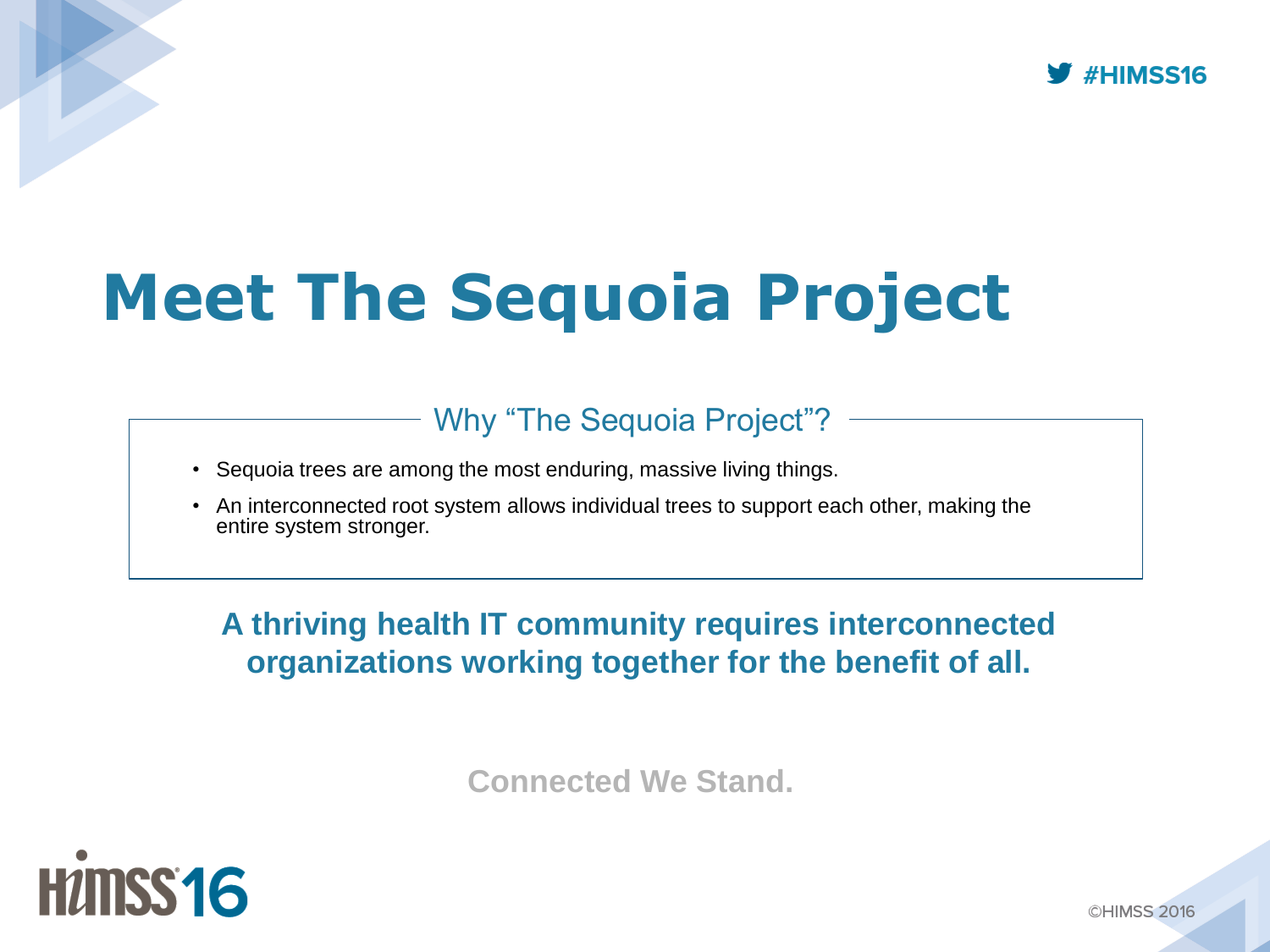# Meet The Sequoia Project

## Why "The Sequoia Project"?

- Sequoia trees are among the most enduring, massive living things.
- An interconnected root system allows individual trees to support each other, making the entire system stronger.

**A thriving health IT community requires interconnected organizations working together for the benefit of all.**

**Connected We Stand.**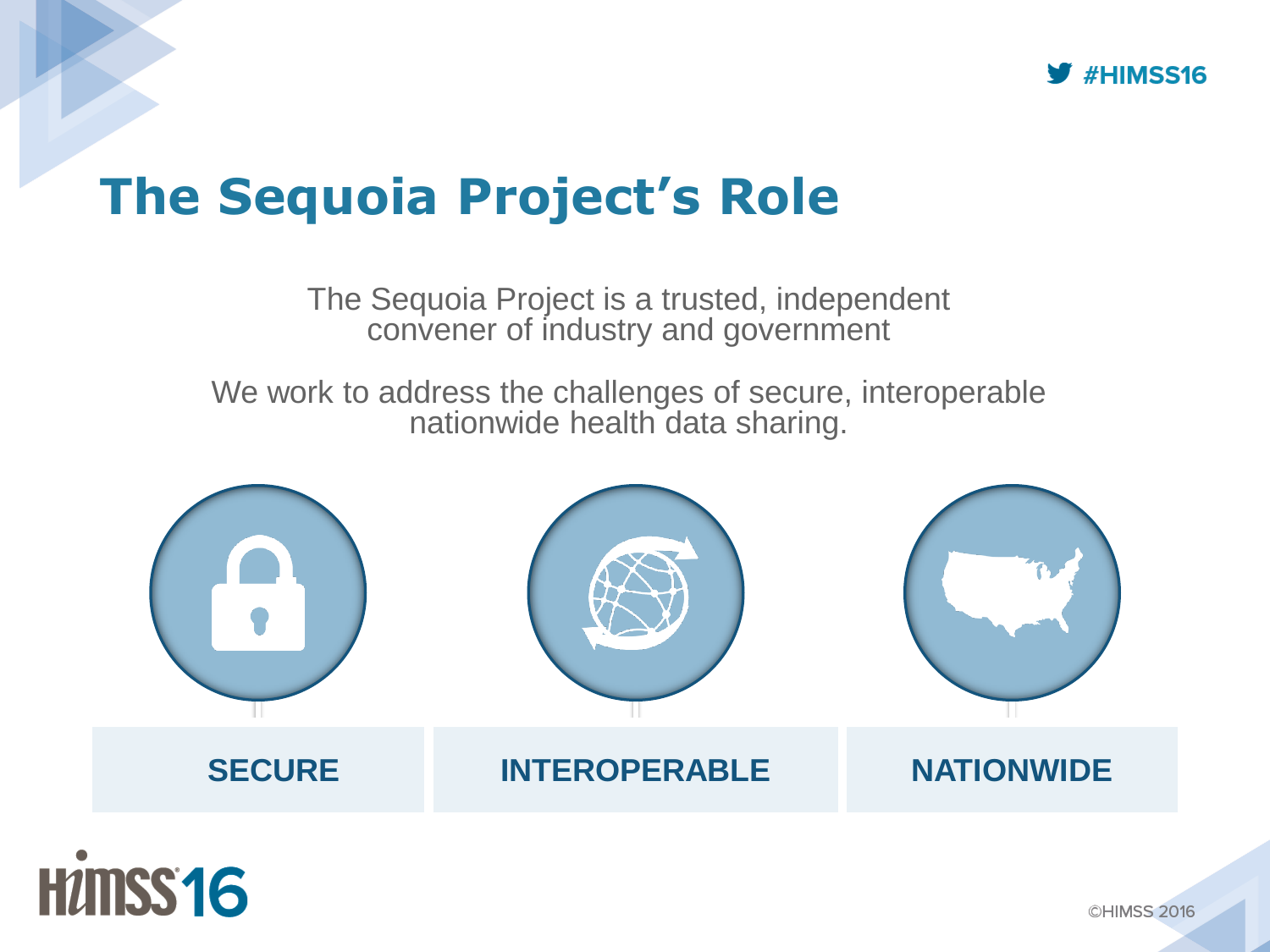# The Sequoia Project's Role

The Sequoia Project is a trusted, independent convener of industry and government

We work to address the challenges of secure, interoperable nationwide health data sharing.

**SECURE**

**INTEROPERABLE**

**NATIONWIDE**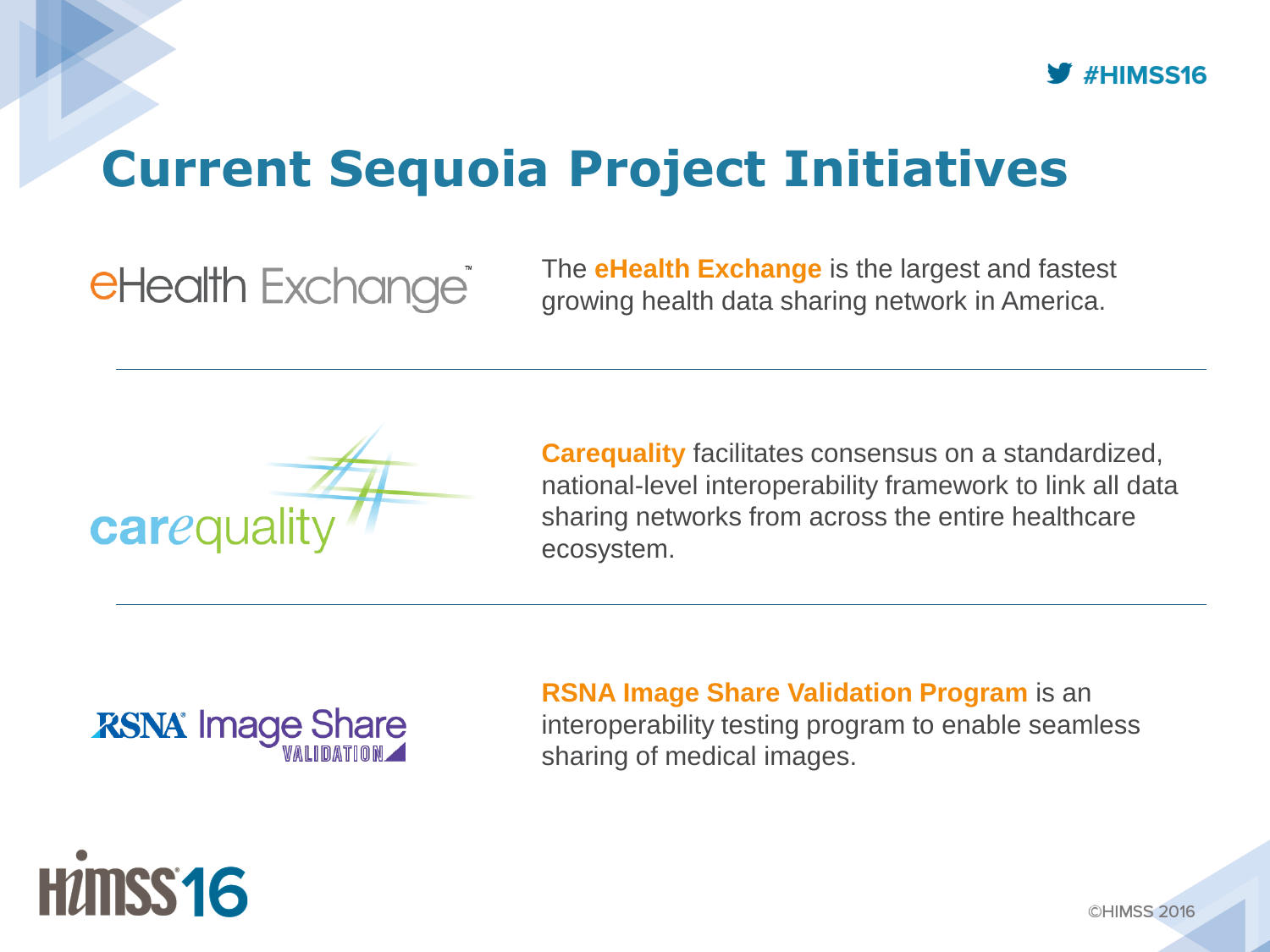# Current Sequoia Project Initiatives

eHealth Exchange™

The **eHealth Exchange** is the largest and fastest growing health data sharing network in America.

carequality

**Carequality** facilitates consensus on a standardized, national-level interoperability framework to link all data sharing networks from across the entire healthcare ecosystem.

RSNA® Image Share VALIDATION

**RSNA Image Share Validation Program** is an interoperability testing program to enable seamless sharing of medical images.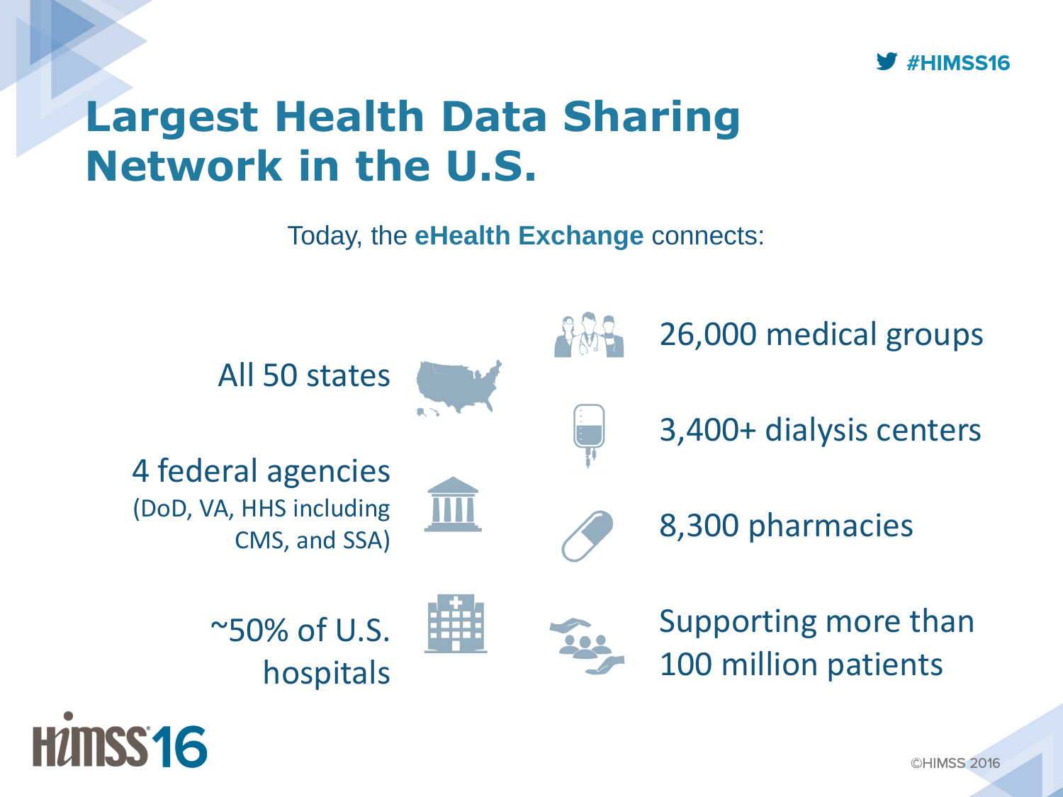# Largest Health Data Sharing Network in the U.S.

Today, the **eHealth Exchange** connects:

- All 50 states
- 4 federal agencies (DoD, VA, HHS including CMS, and SSA)
- ~50% of U.S. hospitals
- 26,000 medical groups
- 3,400+ dialysis centers
- 8,300 pharmacies
- Supporting more than 100 million patients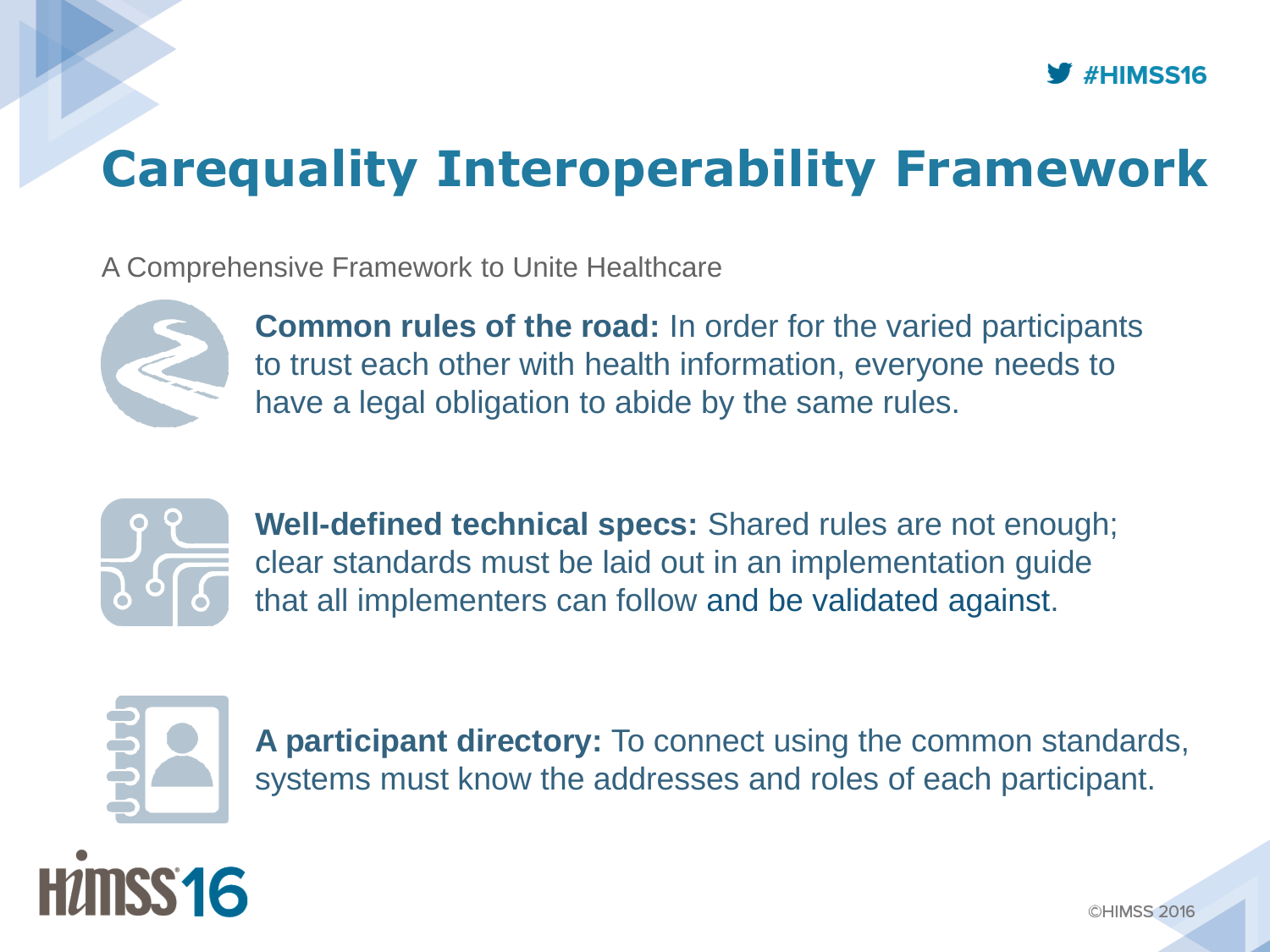# Carequality Interoperability Framework

A Comprehensive Framework to Unite Healthcare

**Common rules of the road:** In order for the varied participants to trust each other with health information, everyone needs to have a legal obligation to abide by the same rules.

**Well-defined technical specs:** Shared rules are not enough; clear standards must be laid out in an implementation guide that all implementers can follow and be validated against.

**A participant directory:** To connect using the common standards, systems must know the addresses and roles of each participant.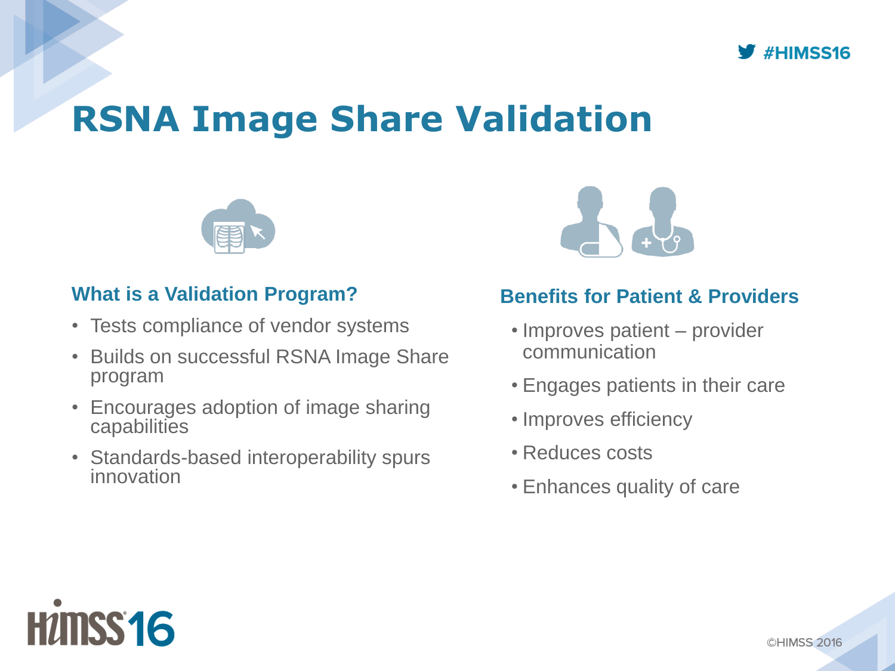# RSNA Image Share Validation

### What is a Validation Program?

- Tests compliance of vendor systems
- Builds on successful RSNA Image Share program
- Encourages adoption of image sharing capabilities
- Standards-based interoperability spurs innovation

### Benefits for Patient & Providers

- Improves patient – provider communication
- Engages patients in their care
- Improves efficiency
- Reduces costs
- Enhances quality of care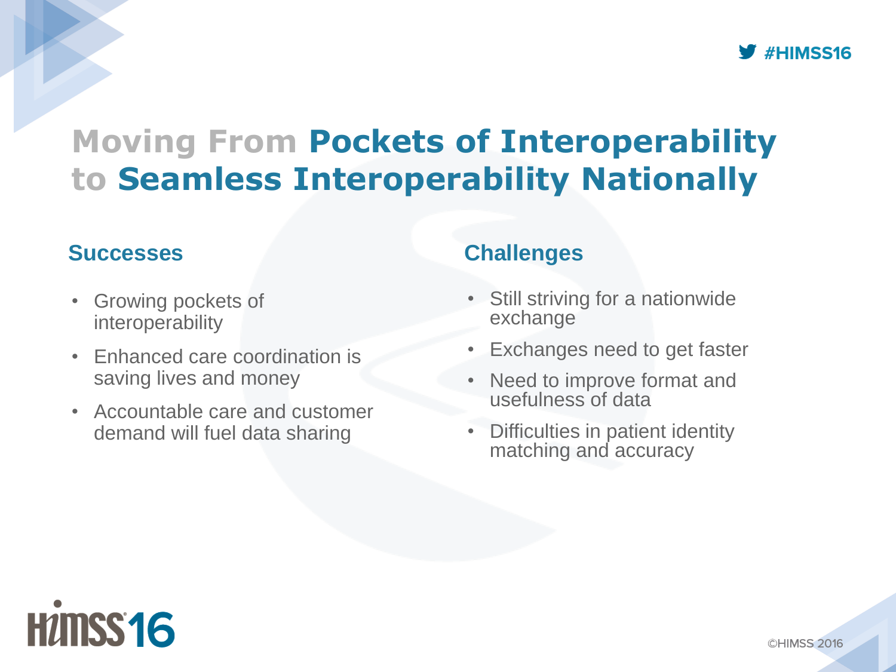# Moving From Pockets of Interoperability to Seamless Interoperability Nationally

## Successes

- Growing pockets of interoperability
- Enhanced care coordination is saving lives and money
- Accountable care and customer demand will fuel data sharing

## Challenges

- Still striving for a nationwide exchange
- Exchanges need to get faster
- Need to improve format and usefulness of data
- Difficulties in patient identity matching and accuracy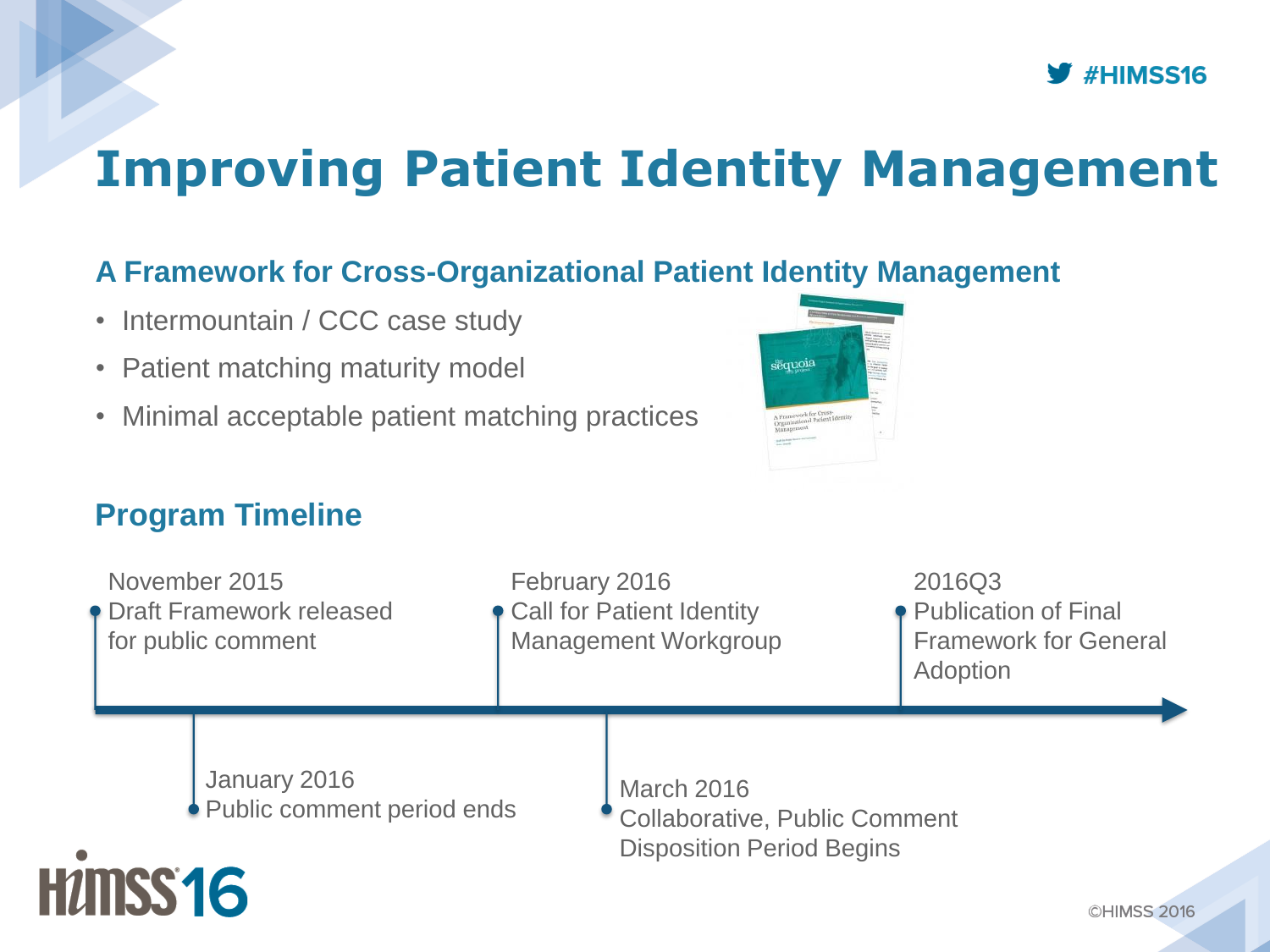# Improving Patient Identity Management

## A Framework for Cross-Organizational Patient Identity Management

- Intermountain / CCC case study
- Patient matching maturity model
- Minimal acceptable patient matching practices

## Program Timeline

November 2015
Draft Framework released for public comment

January 2016
Public comment period ends

February 2016
Call for Patient Identity Management Workgroup

March 2016
Collaborative, Public Comment Disposition Period Begins

2016Q3
Publication of Final Framework for General Adoption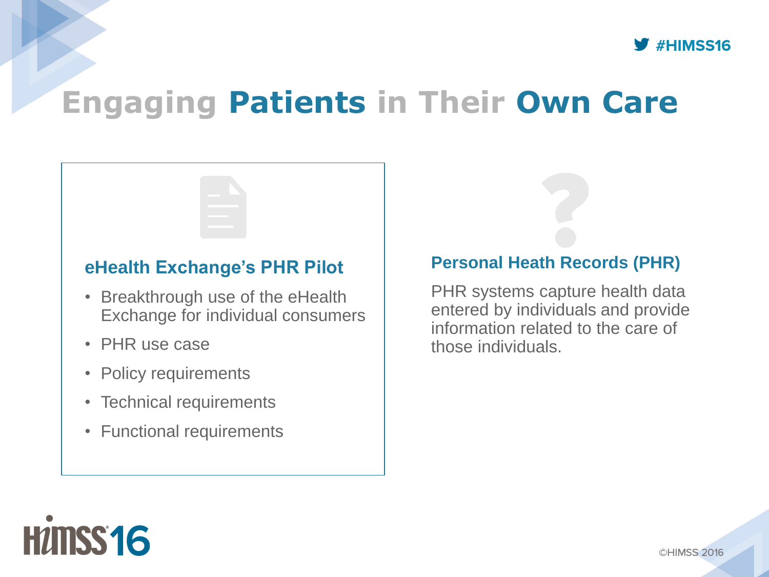# Engaging Patients in Their Own Care

## eHealth Exchange's PHR Pilot

- Breakthrough use of the eHealth Exchange for individual consumers
- PHR use case
- Policy requirements
- Technical requirements
- Functional requirements

## Personal Heath Records (PHR)

PHR systems capture health data entered by individuals and provide information related to the care of those individuals.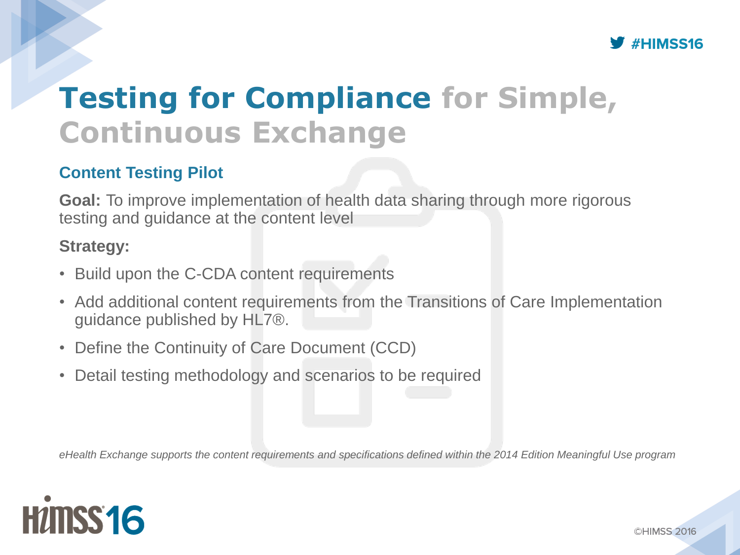# Testing for Compliance for Simple, Continuous Exchange

## Content Testing Pilot

**Goal:** To improve implementation of health data sharing through more rigorous testing and guidance at the content level

**Strategy:**

- Build upon the C-CDA content requirements
- Add additional content requirements from the Transitions of Care Implementation guidance published by HL7®.
- Define the Continuity of Care Document (CCD)
- Detail testing methodology and scenarios to be required

*eHealth Exchange supports the content requirements and specifications defined within the 2014 Edition Meaningful Use program*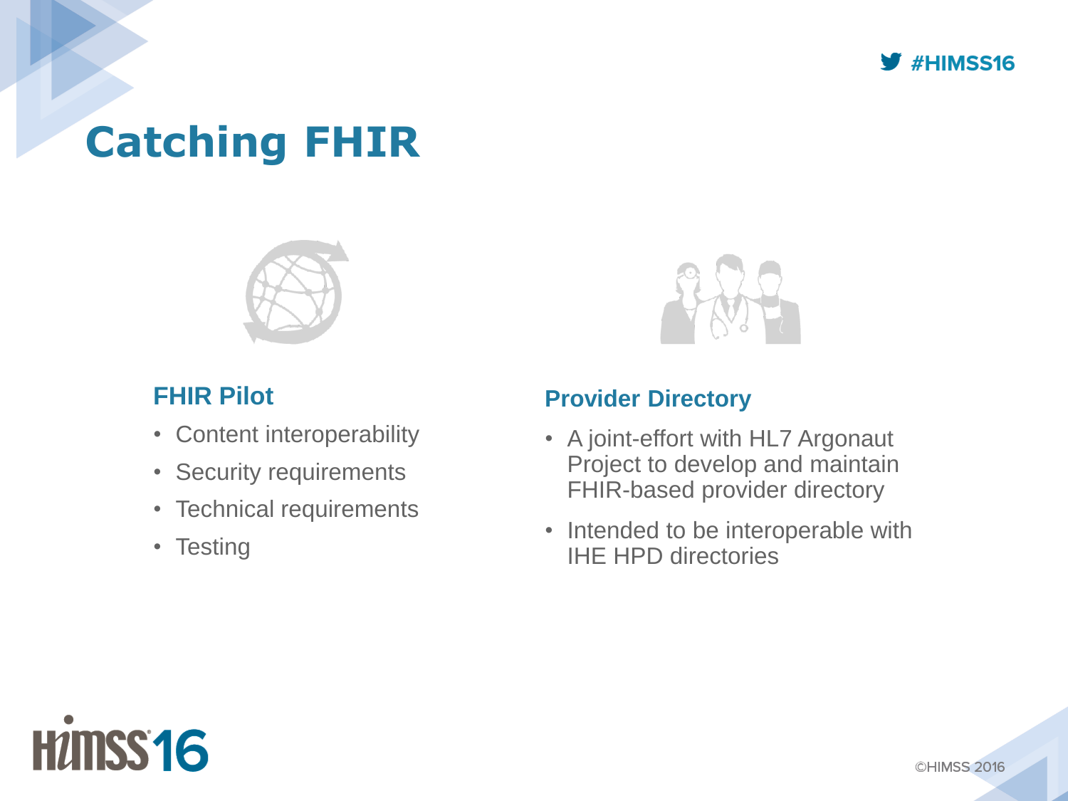# Catching FHIR

### FHIR Pilot

- Content interoperability
- Security requirements
- Technical requirements
- Testing

### Provider Directory

- A joint-effort with HL7 Argonaut Project to develop and maintain FHIR-based provider directory
- Intended to be interoperable with IHE HPD directories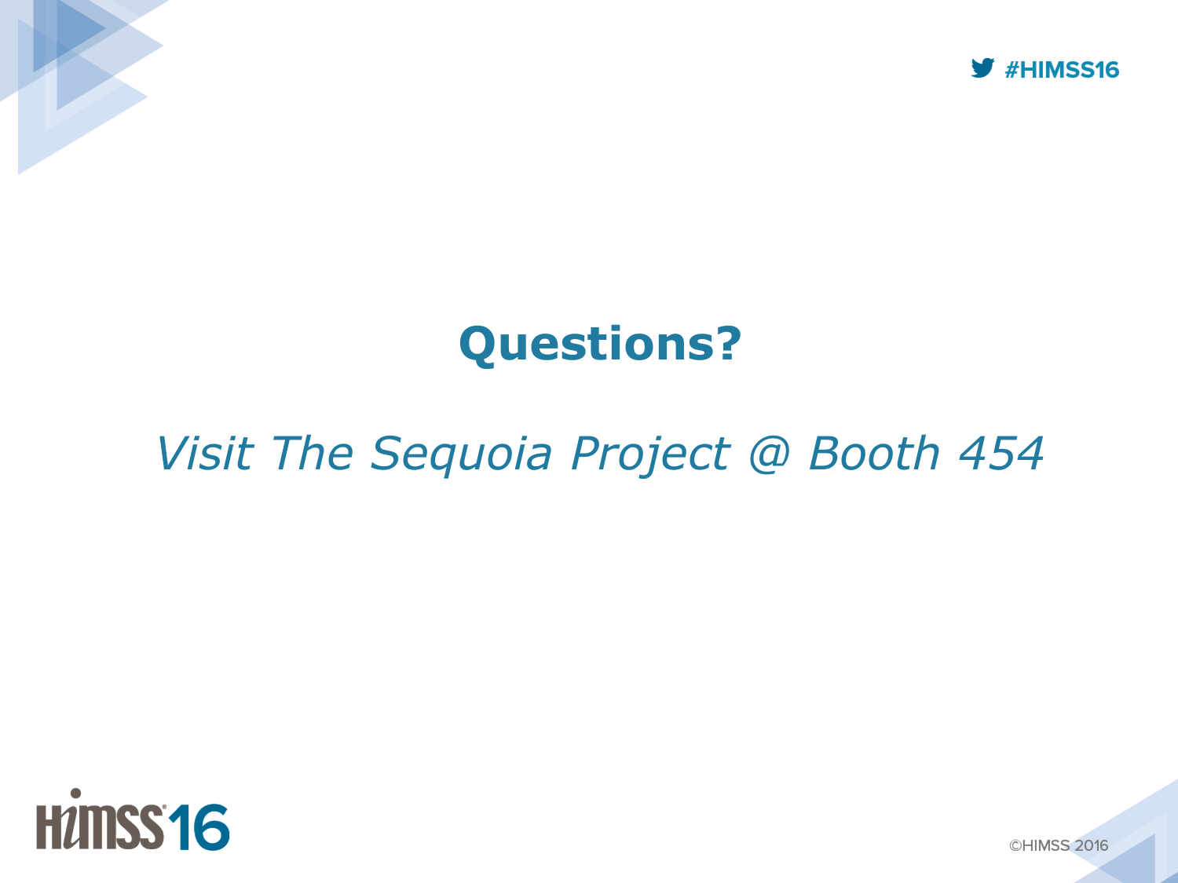# Questions?

*Visit The Sequoia Project @ Booth 454*